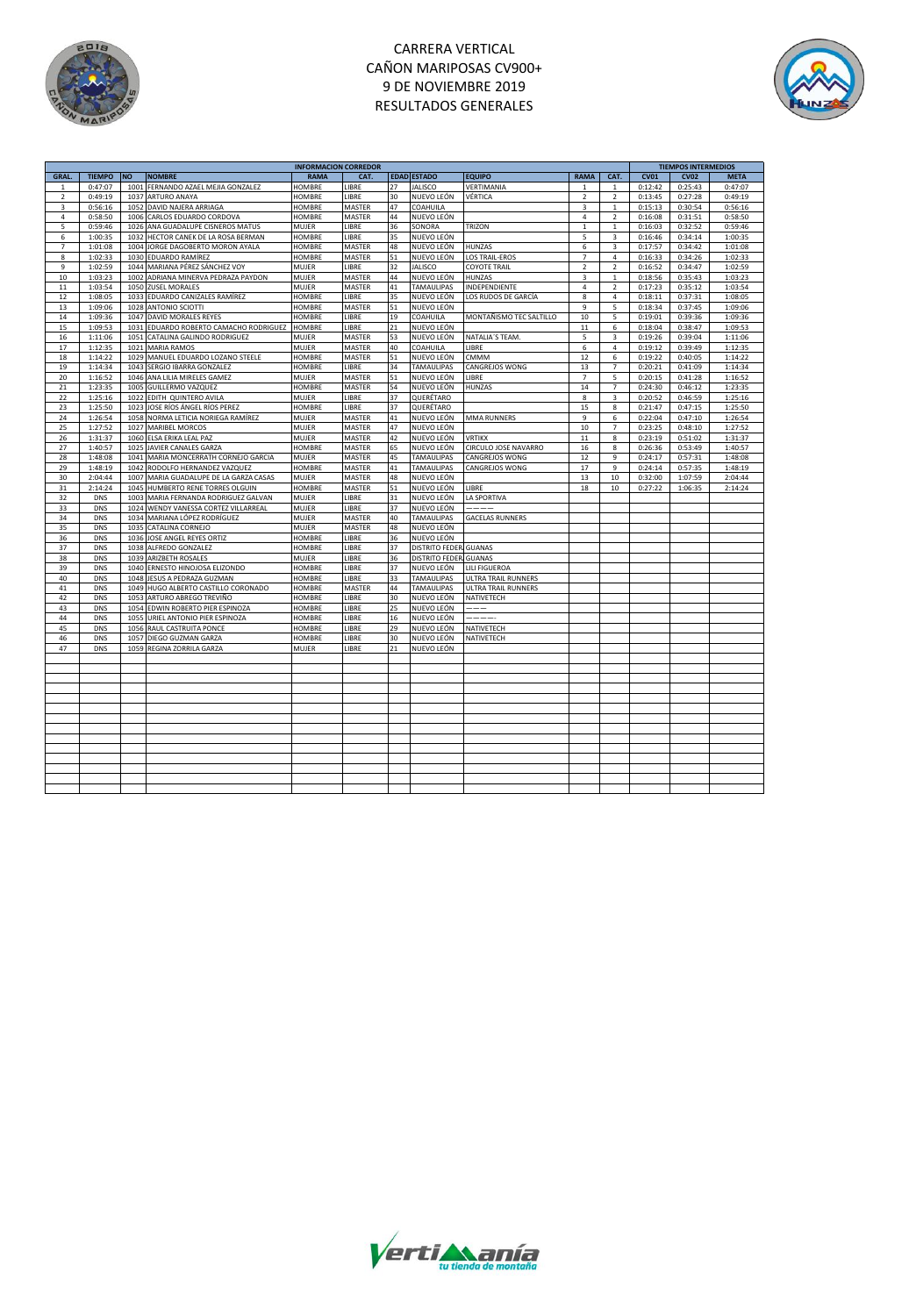# CARRERA VERTICAL
# CAÑON MARIPOSAS CV900+
## 9 DE NOVIEMBRE 2019
## RESULTADOS GENERALES

| INFORMACION CORREDOR | | | | | | | | | | | | TIEMPOS INTERMEDIOS | | |
|---|---|---|---|---|---|---|---|---|---|---|---|---|---|---|
| GRAL. | TIEMPO | NO | NOMBRE | RAMA | CAT. | EDAD | ESTADO | EQUIPO | RAMA | CAT. | CV01 | CV02 | META |
| 1 | 0:47:07 | 1001 | FERNANDO AZAEL MEJIA GONZALEZ | HOMBRE | LIBRE | 27 | JALISCO | VERTIMANIA | 1 | 1 | 0:12:42 | 0:25:43 | 0:47:07 |
| 2 | 0:49:19 | 1037 | ARTURO ANAYA | HOMBRE | LIBRE | 30 | NUEVO LEÓN | VÉRTICA | 2 | 2 | 0:13:45 | 0:27:28 | 0:49:19 |
| 3 | 0:56:16 | 1052 | DAVID NAJERA ARRIAGA | HOMBRE | MASTER | 47 | COAHUILA | | 3 | 1 | 0:15:13 | 0:30:54 | 0:56:16 |
| 4 | 0:58:50 | 1006 | CARLOS EDUARDO CORDOVA | HOMBRE | MASTER | 44 | NUEVO LEÓN | | 4 | 2 | 0:16:08 | 0:31:51 | 0:58:50 |
| 5 | 0:59:46 | 1026 | ANA GUADALUPE CISNEROS MATUS | MUJER | LIBRE | 36 | SONORA | TRIZON | 1 | 1 | 0:16:03 | 0:32:52 | 0:59:46 |
| 6 | 1:00:35 | 1032 | HECTOR CANEK DE LA ROSA BERMAN | HOMBRE | LIBRE | 35 | NUEVO LEÓN | | 5 | 3 | 0:16:46 | 0:34:14 | 1:00:35 |
| 7 | 1:01:08 | 1004 | JORGE DAGOBERTO MORON AYALA | HOMBRE | MASTER | 48 | NUEVO LEÓN | HUNZAS | 6 | 3 | 0:17:57 | 0:34:42 | 1:01:08 |
| 8 | 1:02:33 | 1030 | EDUARDO RAMÍREZ | HOMBRE | MASTER | 51 | NUEVO LEÓN | LOS TRAIL-EROS | 7 | 4 | 0:16:33 | 0:34:26 | 1:02:33 |
| 9 | 1:02:59 | 1044 | MARIANA PÉREZ SÁNCHEZ VOY | MUJER | LIBRE | 32 | JALISCO | COYOTE TRAIL | 2 | 2 | 0:16:52 | 0:34:47 | 1:02:59 |
| 10 | 1:03:23 | 1002 | ADRIANA MINERVA PEDRAZA PAYDON | MUJER | MASTER | 44 | NUEVO LEÓN | HUNZAS | 3 | 1 | 0:18:56 | 0:35:43 | 1:03:23 |
| 11 | 1:03:54 | 1050 | ZUSEL MORALES | MUJER | MASTER | 41 | TAMAULIPAS | INDEPENDIENTE | 4 | 2 | 0:17:23 | 0:35:12 | 1:03:54 |
| 12 | 1:08:05 | 1033 | EDUARDO CANIZALES RAMÍREZ | HOMBRE | LIBRE | 35 | NUEVO LEÓN | LOS RUDOS DE GARCÍA | 8 | 4 | 0:18:11 | 0:37:31 | 1:08:05 |
| 13 | 1:09:06 | 1028 | ANTONIO SCIOTTI | HOMBRE | MASTER | 51 | NUEVO LEÓN | | 9 | 5 | 0:18:34 | 0:37:45 | 1:09:06 |
| 14 | 1:09:36 | 1047 | DAVID MORALES REYES | HOMBRE | LIBRE | 19 | COAHUILA | MONTAÑISMO TEC SALTILLO | 10 | 5 | 0:19:01 | 0:39:36 | 1:09:36 |
| 15 | 1:09:53 | 1031 | EDUARDO ROBERTO CAMACHO RODRIGUEZ | HOMBRE | LIBRE | 21 | NUEVO LEÓN | | 11 | 6 | 0:18:04 | 0:38:47 | 1:09:53 |
| 16 | 1:11:06 | 1051 | CATALINA GALINDO RODRIGUEZ | MUJER | MASTER | 53 | NUEVO LEÓN | NATALIA´S TEAM. | 5 | 3 | 0:19:26 | 0:39:04 | 1:11:06 |
| 17 | 1:12:35 | 1021 | MARIA RAMOS | MUJER | MASTER | 40 | COAHUILA | LIBRE | 6 | 4 | 0:19:12 | 0:39:49 | 1:12:35 |
| 18 | 1:14:22 | 1029 | MANUEL EDUARDO LOZANO STEELE | HOMBRE | MASTER | 51 | NUEVO LEÓN | CMMM | 12 | 6 | 0:19:22 | 0:40:05 | 1:14:22 |
| 19 | 1:14:34 | 1043 | SERGIO IBARRA GONZALEZ | HOMBRE | LIBRE | 34 | TAMAULIPAS | CANGREJOS WONG | 13 | 7 | 0:20:21 | 0:41:09 | 1:14:34 |
| 20 | 1:16:52 | 1046 | ANA LILIA MIRELES GAMEZ | MUJER | MASTER | 51 | NUEVO LEÓN | LIBRE | 7 | 5 | 0:20:15 | 0:41:28 | 1:16:52 |
| 21 | 1:23:35 | 1005 | GUILLERMO VAZQUEZ | HOMBRE | MASTER | 54 | NUEVO LEÓN | HUNZAS | 14 | 7 | 0:24:30 | 0:46:12 | 1:23:35 |
| 22 | 1:25:16 | 1022 | EDITH QUINTERO AVILA | MUJER | LIBRE | 37 | QUERÉTARO | | 8 | 3 | 0:20:52 | 0:46:59 | 1:25:16 |
| 23 | 1:25:50 | 1023 | JOSE RÍOS ÁNGEL RÍOS PEREZ | HOMBRE | LIBRE | 37 | QUERÉTARO | | 15 | 8 | 0:21:47 | 0:47:15 | 1:25:50 |
| 24 | 1:26:54 | 1058 | NORMA LETICIA NORIEGA RAMÍREZ | MUJER | MASTER | 41 | NUEVO LEÓN | MMA RUNNERS | 9 | 6 | 0:22:04 | 0:47:10 | 1:26:54 |
| 25 | 1:27:52 | 1027 | MARIBEL MORCOS | MUJER | MASTER | 47 | NUEVO LEÓN | | 10 | 7 | 0:23:25 | 0:48:10 | 1:27:52 |
| 26 | 1:31:37 | 1060 | ELSA ERIKA LEAL PAZ | MUJER | MASTER | 42 | NUEVO LEÓN | VRTIKX | 11 | 8 | 0:23:19 | 0:51:02 | 1:31:37 |
| 27 | 1:40:57 | 1025 | JAVIER CANALES GARZA | HOMBRE | MASTER | 65 | NUEVO LEÓN | CIRCULO JOSE NAVARRO | 16 | 8 | 0:26:36 | 0:53:49 | 1:40:57 |
| 28 | 1:48:08 | 1041 | MARIA MONCERRATH CORNEJO GARCIA | MUJER | MASTER | 45 | TAMAULIPAS | CANGREJOS WONG | 12 | 9 | 0:24:17 | 0:57:31 | 1:48:08 |
| 29 | 1:48:19 | 1042 | RODOLFO HERNANDEZ VAZQUEZ | HOMBRE | MASTER | 41 | TAMAULIPAS | CANGREJOS WONG | 17 | 9 | 0:24:14 | 0:57:35 | 1:48:19 |
| 30 | 2:04:44 | 1007 | MARIA GUADALUPE DE LA GARZA CASAS | MUJER | MASTER | 48 | NUEVO LEÓN | | 13 | 10 | 0:32:00 | 1:07:59 | 2:04:44 |
| 31 | 2:14:24 | 1045 | HUMBERTO RENE TORRES OLGUIN | HOMBRE | MASTER | 51 | NUEVO LEÓN | LIBRE | 18 | 10 | 0:27:22 | 1:06:35 | 2:14:24 |
| 32 | DNS | 1003 | MARIA FERNANDA RODRIGUEZ GALVAN | MUJER | LIBRE | 31 | NUEVO LEÓN | LA SPORTIVA | | | | | |
| 33 | DNS | 1024 | WENDY VANESSA CORTEZ VILLARREAL | MUJER | LIBRE | 37 | NUEVO LEÓN | ———— | | | | | |
| 34 | DNS | 1034 | MARIANA LÓPEZ RODRÍGUEZ | MUJER | MASTER | 40 | TAMAULIPAS | GACELAS RUNNERS | | | | | |
| 35 | DNS | 1035 | CATALINA CORNEJO | MUJER | MASTER | 48 | NUEVO LEÓN | | | | | | |
| 36 | DNS | 1036 | JOSE ANGEL REYES ORTIZ | HOMBRE | LIBRE | 36 | NUEVO LEÓN | | | | | | |
| 37 | DNS | 1038 | ALFREDO GONZALEZ | HOMBRE | LIBRE | 37 | DISTRITO FEDER. | GUANAS | | | | | |
| 38 | DNS | 1039 | ARIZBETH ROSALES | MUJER | LIBRE | 36 | DISTRITO FEDER. | GUANAS | | | | | |
| 39 | DNS | 1040 | ERNESTO HINOJOSA ELIZONDO | HOMBRE | LIBRE | 37 | NUEVO LEÓN | LILI FIGUEROA | | | | | |
| 40 | DNS | 1048 | JESUS A PEDRAZA GUZMAN | HOMBRE | LIBRE | 33 | TAMAULIPAS | ULTRA TRAIL RUNNERS | | | | | |
| 41 | DNS | 1049 | HUGO ALBERTO CASTILLO CORONADO | HOMBRE | MASTER | 44 | TAMAULIPAS | ULTRA TRAIL RUNNERS | | | | | |
| 42 | DNS | 1053 | ARTURO ABREGO TREVIÑO | HOMBRE | LIBRE | 30 | NUEVO LEÓN | NATIVETECH | | | | | |
| 43 | DNS | 1054 | EDWIN ROBERTO PIER ESPINOZA | HOMBRE | LIBRE | 25 | NUEVO LEÓN | ——— | | | | | |
| 44 | DNS | 1055 | URIEL ANTONIO PIER ESPINOZA | HOMBRE | LIBRE | 16 | NUEVO LEÓN | ————- | | | | | |
| 45 | DNS | 1056 | RAUL CASTRUITA PONCE | HOMBRE | LIBRE | 29 | NUEVO LEÓN | NATIVETECH | | | | | |
| 46 | DNS | 1057 | DIEGO GUZMAN GARZA | HOMBRE | LIBRE | 30 | NUEVO LEÓN | NATIVETECH | | | | | |
| 47 | DNS | 1059 | REGINA ZORRILA GARZA | MUJER | LIBRE | 21 | NUEVO LEÓN | | | | | | |

Vertimanía tu tienda de montaña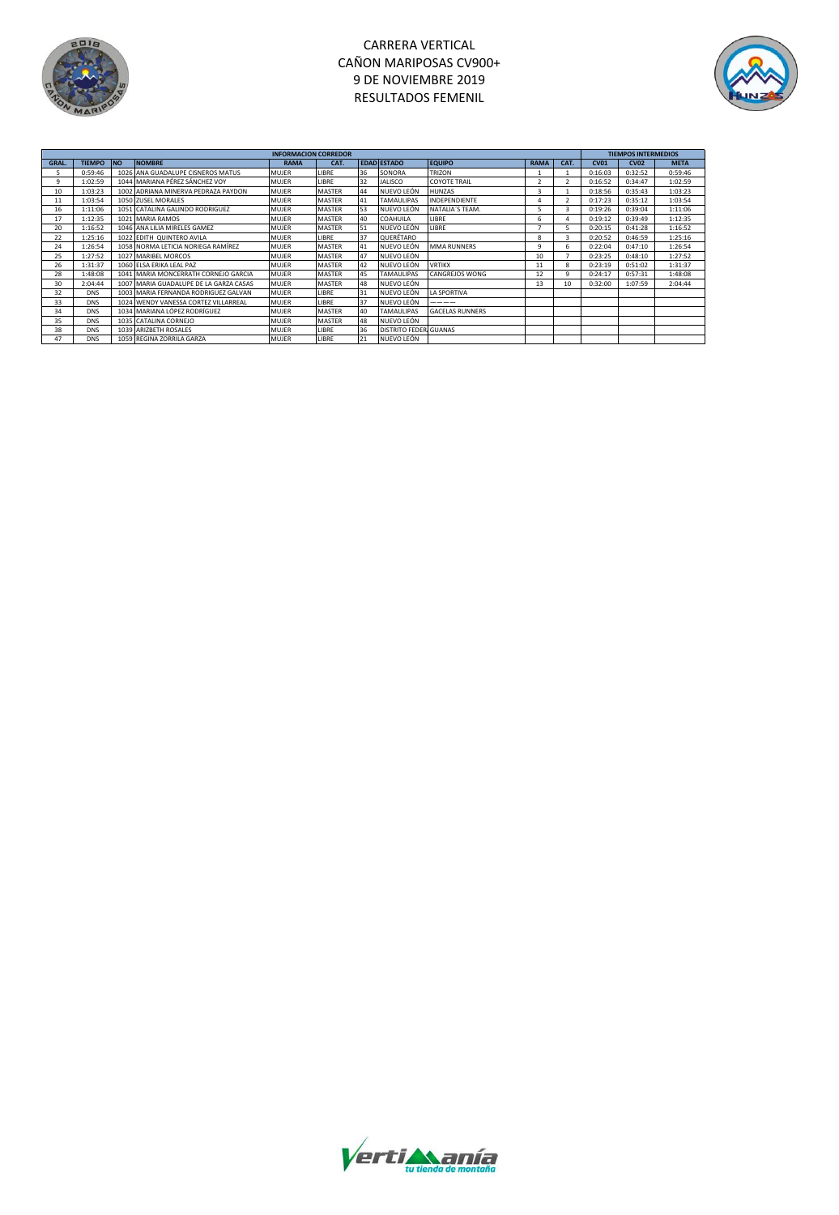# CARRERA VERTICAL
# CAÑON MARIPOSAS CV900+
# 9 DE NOVIEMBRE 2019
# RESULTADOS FEMENIL

| INFORMACION CORREDOR | | | | | | | | | | | | TIEMPOS INTERMEDIOS | | |
|---|---|---|---|---|---|---|---|---|---|---|---|---|---|---|
| GRAL. | TIEMPO | NO | NOMBRE | RAMA | CAT. | EDAD | ESTADO | EQUIPO | RAMA | CAT. | CV01 | CV02 | META |
| 5 | 0:59:46 | 1026 | ANA GUADALUPE CISNEROS MATUS | MUJER | LIBRE | 36 | SONORA | TRIZON | 1 | 1 | 0:16:03 | 0:32:52 | 0:59:46 |
| 9 | 1:02:59 | 1044 | MARIANA PÉREZ SÁNCHEZ VOY | MUJER | LIBRE | 32 | JALISCO | COYOTE TRAIL | 2 | 2 | 0:16:52 | 0:34:47 | 1:02:59 |
| 10 | 1:03:23 | 1002 | ADRIANA MINERVA PEDRAZA PAYDON | MUJER | MASTER | 44 | NUEVO LEÓN | HUNZAS | 3 | 1 | 0:18:56 | 0:35:43 | 1:03:23 |
| 11 | 1:03:54 | 1050 | ZUSEL MORALES | MUJER | MASTER | 41 | TAMAULIPAS | INDEPENDIENTE | 4 | 2 | 0:17:23 | 0:35:12 | 1:03:54 |
| 16 | 1:11:06 | 1051 | CATALINA GALINDO RODRIGUEZ | MUJER | MASTER | 53 | NUEVO LEÓN | NATALIA´S TEAM. | 5 | 3 | 0:19:26 | 0:39:04 | 1:11:06 |
| 17 | 1:12:35 | 1021 | MARIA RAMOS | MUJER | MASTER | 40 | COAHUILA | LIBRE | 6 | 4 | 0:19:12 | 0:39:49 | 1:12:35 |
| 20 | 1:16:52 | 1046 | ANA LILIA MIRELES GAMEZ | MUJER | MASTER | 51 | NUEVO LEÓN | LIBRE | 7 | 5 | 0:20:15 | 0:41:28 | 1:16:52 |
| 22 | 1:25:16 | 1022 | EDITH QUINTERO AVILA | MUJER | LIBRE | 37 | QUERÉTARO | | 8 | 3 | 0:20:52 | 0:46:59 | 1:25:16 |
| 24 | 1:26:54 | 1058 | NORMA LETICIA NORIEGA RAMÍREZ | MUJER | MASTER | 41 | NUEVO LEÓN | MMA RUNNERS | 9 | 6 | 0:22:04 | 0:47:10 | 1:26:54 |
| 25 | 1:27:52 | 1027 | MARIBEL MORCOS | MUJER | MASTER | 47 | NUEVO LEÓN | | 10 | 7 | 0:23:25 | 0:48:10 | 1:27:52 |
| 26 | 1:31:37 | 1060 | ELSA ERIKA LEAL PAZ | MUJER | MASTER | 42 | NUEVO LEÓN | VRTIKX | 11 | 8 | 0:23:19 | 0:51:02 | 1:31:37 |
| 28 | 1:48:08 | 1041 | MARIA MONCERRATH CORNEJO GARCIA | MUJER | MASTER | 45 | TAMAULIPAS | CANGREJOS WONG | 12 | 9 | 0:24:17 | 0:57:31 | 1:48:08 |
| 30 | 2:04:44 | 1007 | MARIA GUADALUPE DE LA GARZA CASAS | MUJER | MASTER | 48 | NUEVO LEÓN | | 13 | 10 | 0:32:00 | 1:07:59 | 2:04:44 |
| 32 | DNS | 1003 | MARIA FERNANDA RODRIGUEZ GALVAN | MUJER | LIBRE | 31 | NUEVO LEÓN | LA SPORTIVA | | | | | |
| 33 | DNS | 1024 | WENDY VANESSA CORTEZ VILLARREAL | MUJER | LIBRE | 37 | NUEVO LEÓN | ———— | | | | | |
| 34 | DNS | 1034 | MARIANA LÓPEZ RODRÍGUEZ | MUJER | MASTER | 40 | TAMAULIPAS | GACELAS RUNNERS | | | | | |
| 35 | DNS | 1035 | CATALINA CORNEJO | MUJER | MASTER | 48 | NUEVO LEÓN | | | | | | |
| 38 | DNS | 1039 | ARIZBETH ROSALES | MUJER | LIBRE | 36 | DISTRITO FEDER. | GUANAS | | | | | |
| 47 | DNS | 1059 | REGINA ZORRILA GARZA | MUJER | LIBRE | 21 | NUEVO LEÓN | | | | | | |

Vertimanía tu tienda de montaña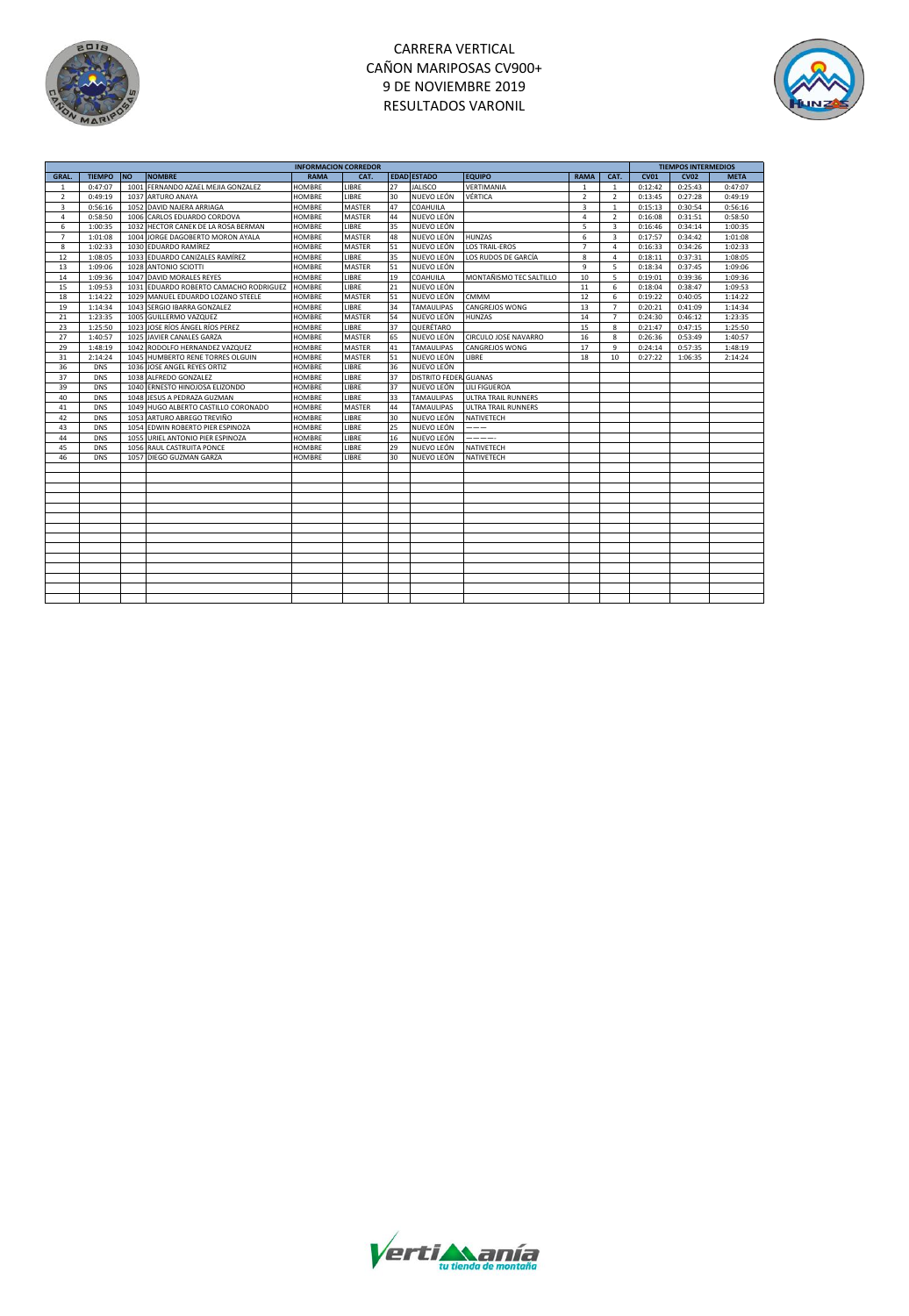# CARRERA VERTICAL
# CAÑON MARIPOSAS CV900+
# 9 DE NOVIEMBRE 2019
# RESULTADOS VARONIL

| INFORMACION CORREDOR | | | | | | | | | | | TIEMPOS INTERMEDIOS | | |
|---|---|---|---|---|---|---|---|---|---|---|---|---|---|
| GRAL. | TIEMPO | NO | NOMBRE | RAMA | CAT. | EDAD | ESTADO | EQUIPO | RAMA | CAT. | CV01 | CV02 | META |
| 1 | 0:47:07 | 1001 | FERNANDO AZAEL MEJIA GONZALEZ | HOMBRE | LIBRE | 27 | JALISCO | VERTIMANIA | 1 | 1 | 0:12:42 | 0:25:43 | 0:47:07 |
| 2 | 0:49:19 | 1037 | ARTURO ANAYA | HOMBRE | LIBRE | 30 | NUEVO LEÓN | VÉRTICA | 2 | 2 | 0:13:45 | 0:27:28 | 0:49:19 |
| 3 | 0:56:16 | 1052 | DAVID NAJERA ARRIAGA | HOMBRE | MASTER | 47 | COAHUILA | | 3 | 1 | 0:15:13 | 0:30:54 | 0:56:16 |
| 4 | 0:58:50 | 1006 | CARLOS EDUARDO CORDOVA | HOMBRE | MASTER | 44 | NUEVO LEÓN | | 4 | 2 | 0:16:08 | 0:31:51 | 0:58:50 |
| 6 | 1:00:35 | 1032 | HECTOR CANEK DE LA ROSA BERMAN | HOMBRE | LIBRE | 35 | NUEVO LEÓN | | 5 | 3 | 0:16:46 | 0:34:14 | 1:00:35 |
| 7 | 1:01:08 | 1004 | JORGE DAGOBERTO MORON AYALA | HOMBRE | MASTER | 48 | NUEVO LEÓN | HUNZAS | 6 | 3 | 0:17:57 | 0:34:42 | 1:01:08 |
| 8 | 1:02:33 | 1030 | EDUARDO RAMÍREZ | HOMBRE | MASTER | 51 | NUEVO LEÓN | LOS TRAIL-EROS | 7 | 4 | 0:16:33 | 0:34:26 | 1:02:33 |
| 12 | 1:08:05 | 1033 | EDUARDO CANIZALES RAMÍREZ | HOMBRE | LIBRE | 35 | NUEVO LEÓN | LOS RUDOS DE GARCÍA | 8 | 4 | 0:18:11 | 0:37:31 | 1:08:05 |
| 13 | 1:09:06 | 1028 | ANTONIO SCIOTTI | HOMBRE | MASTER | 51 | NUEVO LEÓN | | 9 | 5 | 0:18:34 | 0:37:45 | 1:09:06 |
| 14 | 1:09:36 | 1047 | DAVID MORALES REYES | HOMBRE | LIBRE | 19 | COAHUILA | MONTAÑISMO TEC SALTILLO | 10 | 5 | 0:19:01 | 0:39:36 | 1:09:36 |
| 15 | 1:09:53 | 1031 | EDUARDO ROBERTO CAMACHO RODRIGUEZ | HOMBRE | LIBRE | 21 | NUEVO LEÓN | | 11 | 6 | 0:18:04 | 0:38:47 | 1:09:53 |
| 18 | 1:14:22 | 1029 | MANUEL EDUARDO LOZANO STEELE | HOMBRE | MASTER | 51 | NUEVO LEÓN | CMMM | 12 | 6 | 0:19:22 | 0:40:05 | 1:14:22 |
| 19 | 1:14:34 | 1043 | SERGIO IBARRA GONZALEZ | HOMBRE | LIBRE | 34 | TAMAULIPAS | CANGREJOS WONG | 13 | 7 | 0:20:21 | 0:41:09 | 1:14:34 |
| 21 | 1:23:35 | 1005 | GUILLERMO VAZQUEZ | HOMBRE | MASTER | 54 | NUEVO LEÓN | HUNZAS | 14 | 7 | 0:24:30 | 0:46:12 | 1:23:35 |
| 23 | 1:25:50 | 1023 | JOSE RÍOS ÁNGEL RÍOS PEREZ | HOMBRE | LIBRE | 37 | QUERÉTARO | | 15 | 8 | 0:21:47 | 0:47:15 | 1:25:50 |
| 27 | 1:40:57 | 1025 | JAVIER CANALES GARZA | HOMBRE | MASTER | 65 | NUEVO LEÓN | CIRCULO JOSE NAVARRO | 16 | 8 | 0:26:36 | 0:53:49 | 1:40:57 |
| 29 | 1:48:19 | 1042 | RODOLFO HERNANDEZ VAZQUEZ | HOMBRE | MASTER | 41 | TAMAULIPAS | CANGREJOS WONG | 17 | 9 | 0:24:14 | 0:57:35 | 1:48:19 |
| 31 | 2:14:24 | 1045 | HUMBERTO RENE TORRES OLGUIN | HOMBRE | MASTER | 51 | NUEVO LEÓN | LIBRE | 18 | 10 | 0:27:22 | 1:06:35 | 2:14:24 |
| 36 | DNS | 1036 | JOSE ANGEL REYES ORTIZ | HOMBRE | LIBRE | 36 | NUEVO LEÓN | | | | | | |
| 37 | DNS | 1038 | ALFREDO GONZALEZ | HOMBRE | LIBRE | 37 | DISTRITO FEDER | GUANAS | | | | | |
| 39 | DNS | 1040 | ERNESTO HINOJOSA ELIZONDO | HOMBRE | LIBRE | 37 | NUEVO LEÓN | LILI FIGUEROA | | | | | |
| 40 | DNS | 1048 | JESUS A PEDRAZA GUZMAN | HOMBRE | LIBRE | 33 | TAMAULIPAS | ULTRA TRAIL RUNNERS | | | | | |
| 41 | DNS | 1049 | HUGO ALBERTO CASTILLO CORONADO | HOMBRE | MASTER | 44 | TAMAULIPAS | ULTRA TRAIL RUNNERS | | | | | |
| 42 | DNS | 1053 | ARTURO ABREGO TREVIÑO | HOMBRE | LIBRE | 30 | NUEVO LEÓN | NATIVETECH | | | | | |
| 43 | DNS | 1054 | EDWIN ROBERTO PIER ESPINOZA | HOMBRE | LIBRE | 25 | NUEVO LEÓN | ——— | | | | | |
| 44 | DNS | 1055 | URIEL ANTONIO PIER ESPINOZA | HOMBRE | LIBRE | 16 | NUEVO LEÓN | ————- | | | | | |
| 45 | DNS | 1056 | RAUL CASTRUITA PONCE | HOMBRE | LIBRE | 29 | NUEVO LEÓN | NATIVETECH | | | | | |
| 46 | DNS | 1057 | DIEGO GUZMAN GARZA | HOMBRE | LIBRE | 30 | NUEVO LEÓN | NATIVETECH | | | | | |

Vertimanía
tu tienda de montaña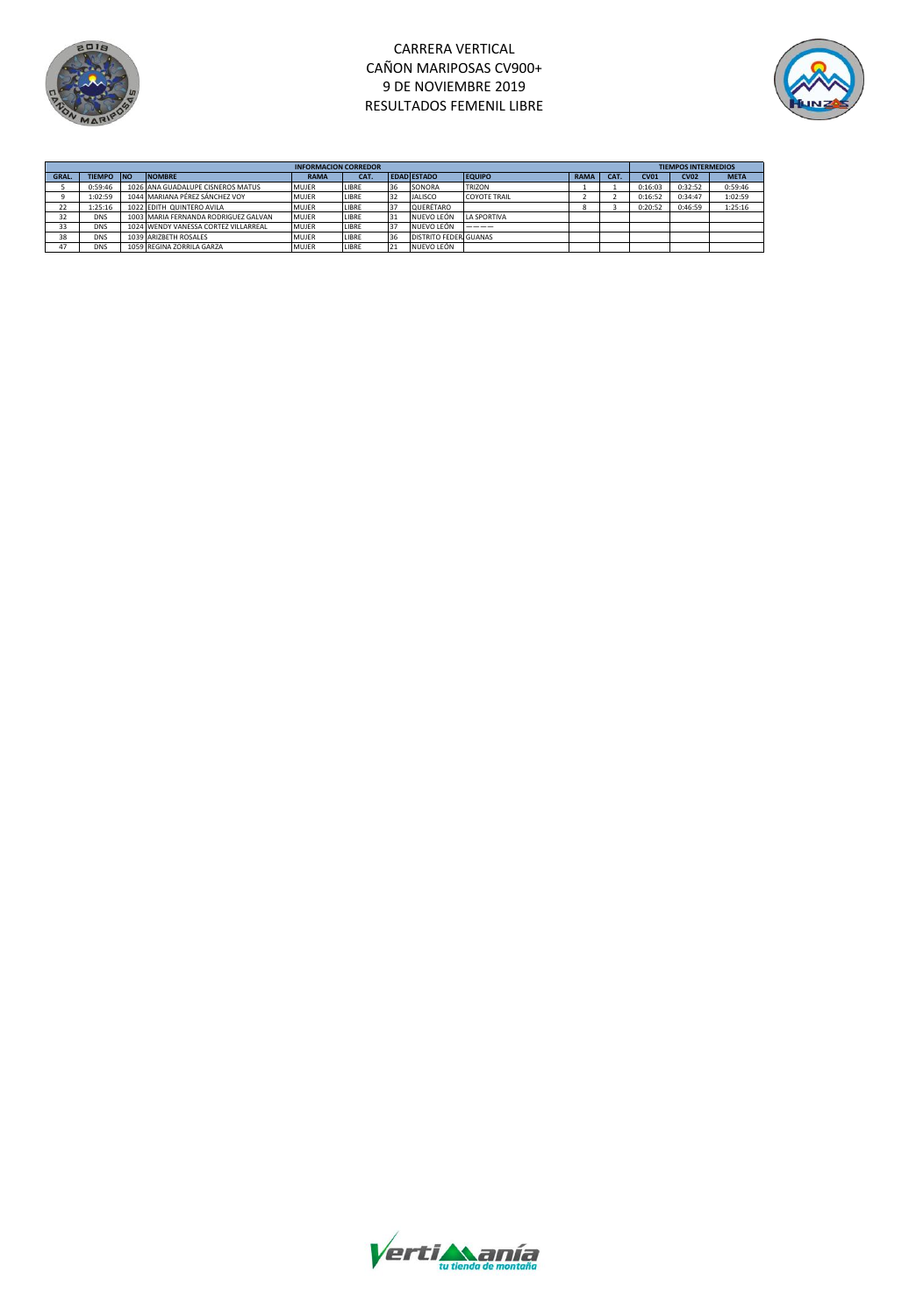# CARRERA VERTICAL
# CAÑON MARIPOSAS CV900+
# 9 DE NOVIEMBRE 2019
# RESULTADOS FEMENIL LIBRE

| INFORMACION CORREDOR | | | | | | | | | | | | TIEMPOS INTERMEDIOS | | |
|---|---|---|---|---|---|---|---|---|---|---|---|---|---|---|
| GRAL. | TIEMPO | NO | NOMBRE | RAMA | CAT. | EDAD | ESTADO | EQUIPO | RAMA | CAT. | CV01 | CV02 | META |
| 5 | 0:59:46 | 1026 | ANA GUADALUPE CISNEROS MATUS | MUJER | LIBRE | 36 | SONORA | TRIZON | 1 | 1 | 0:16:03 | 0:32:52 | 0:59:46 |
| 9 | 1:02:59 | 1044 | MARIANA PÉREZ SÁNCHEZ VOY | MUJER | LIBRE | 32 | JALISCO | COYOTE TRAIL | 2 | 2 | 0:16:52 | 0:34:47 | 1:02:59 |
| 22 | 1:25:16 | 1022 | EDITH QUINTERO AVILA | MUJER | LIBRE | 37 | QUERÉTARO | | 8 | 3 | 0:20:52 | 0:46:59 | 1:25:16 |
| 32 | DNS | 1003 | MARIA FERNANDA RODRIGUEZ GALVAN | MUJER | LIBRE | 31 | NUEVO LEÓN | LA SPORTIVA | | | | | |
| 33 | DNS | 1024 | WENDY VANESSA CORTEZ VILLARREAL | MUJER | LIBRE | 37 | NUEVO LEÓN | ———— | | | | | |
| 38 | DNS | 1039 | ARIZBETH ROSALES | MUJER | LIBRE | 36 | DISTRITO FEDERAL | GUANAS | | | | | |
| 47 | DNS | 1059 | REGINA ZORRILA GARZA | MUJER | LIBRE | 21 | NUEVO LEÓN | | | | | | |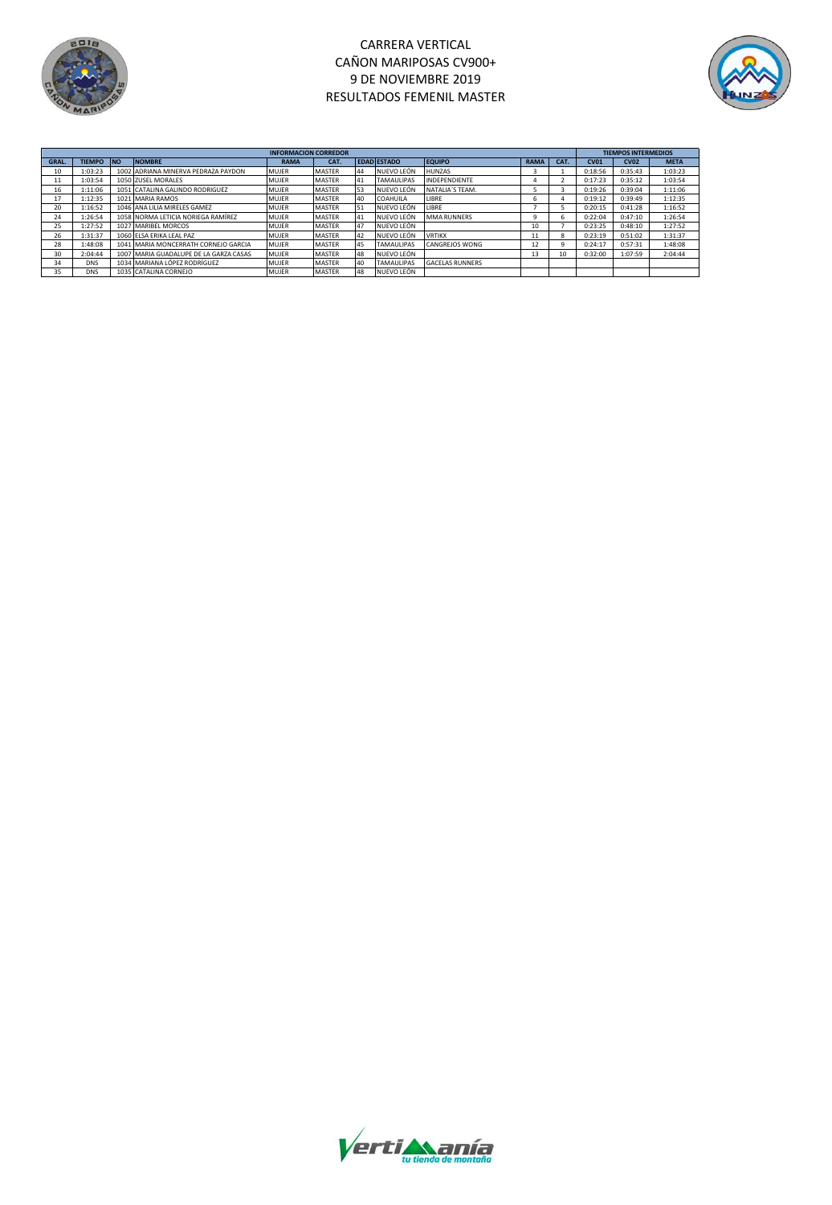# CARRERA VERTICAL
# CAÑON MARIPOSAS CV900+
# 9 DE NOVIEMBRE 2019
# RESULTADOS FEMENIL MASTER

| INFORMACION CORREDOR | | | | | | | | | | | | TIEMPOS INTERMEDIOS | | |
|---|---|---|---|---|---|---|---|---|---|---|---|---|---|---|
| GRAL. | TIEMPO | NO | NOMBRE | RAMA | CAT. | EDAD | ESTADO | EQUIPO | RAMA | CAT. | CV01 | CV02 | META |
| 10 | 1:03:23 | 1002 | ADRIANA MINERVA PEDRAZA PAYDON | MUJER | MASTER | 44 | NUEVO LEÓN | HUNZAS | 3 | 1 | 0:18:56 | 0:35:43 | 1:03:23 |
| 11 | 1:03:54 | 1050 | ZUSEL MORALES | MUJER | MASTER | 41 | TAMAULIPAS | INDEPENDIENTE | 4 | 2 | 0:17:23 | 0:35:12 | 1:03:54 |
| 16 | 1:11:06 | 1051 | CATALINA GALINDO RODRIGUEZ | MUJER | MASTER | 53 | NUEVO LEÓN | NATALIA´S TEAM. | 5 | 3 | 0:19:26 | 0:39:04 | 1:11:06 |
| 17 | 1:12:35 | 1021 | MARIA RAMOS | MUJER | MASTER | 40 | COAHUILA | LIBRE | 6 | 4 | 0:19:12 | 0:39:49 | 1:12:35 |
| 20 | 1:16:52 | 1046 | ANA LILIA MIRELES GAMEZ | MUJER | MASTER | 51 | NUEVO LEÓN | LIBRE | 7 | 5 | 0:20:15 | 0:41:28 | 1:16:52 |
| 24 | 1:26:54 | 1058 | NORMA LETICIA NORIEGA RAMÍREZ | MUJER | MASTER | 41 | NUEVO LEÓN | MMA RUNNERS | 9 | 6 | 0:22:04 | 0:47:10 | 1:26:54 |
| 25 | 1:27:52 | 1027 | MARIBEL MORCOS | MUJER | MASTER | 47 | NUEVO LEÓN | | 10 | 7 | 0:23:25 | 0:48:10 | 1:27:52 |
| 26 | 1:31:37 | 1060 | ELSA ERIKA LEAL PAZ | MUJER | MASTER | 42 | NUEVO LEÓN | VRTIKX | 11 | 8 | 0:23:19 | 0:51:02 | 1:31:37 |
| 28 | 1:48:08 | 1041 | MARIA MONCERRATH CORNEJO GARCIA | MUJER | MASTER | 45 | TAMAULIPAS | CANGREJOS WONG | 12 | 9 | 0:24:17 | 0:57:31 | 1:48:08 |
| 30 | 2:04:44 | 1007 | MARIA GUADALUPE DE LA GARZA CASAS | MUJER | MASTER | 48 | NUEVO LEÓN | | 13 | 10 | 0:32:00 | 1:07:59 | 2:04:44 |
| 34 | DNS | 1034 | MARIANA LÓPEZ RODRÍGUEZ | MUJER | MASTER | 40 | TAMAULIPAS | GACELAS RUNNERS | | | | | |
| 35 | DNS | 1035 | CATALINA CORNEJO | MUJER | MASTER | 48 | NUEVO LEÓN | | | | | | |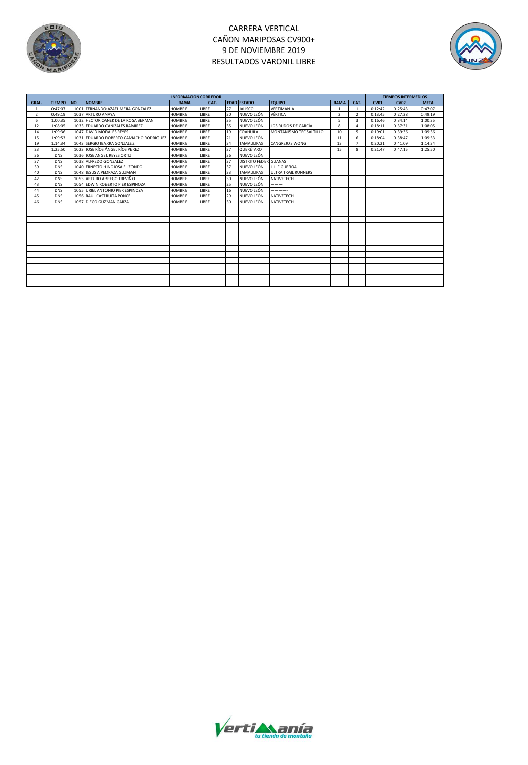# CARRERA VERTICAL
# CAÑON MARIPOSAS CV900+
# 9 DE NOVIEMBRE 2019
# RESULTADOS VARONIL LIBRE

| INFORMACION CORREDOR | | | | | | | | | | | TIEMPOS INTERMEDIOS | | |
|---|---|---|---|---|---|---|---|---|---|---|---|---|---|
| GRAL. | TIEMPO | NO | NOMBRE | RAMA | CAT. | EDAD | ESTADO | EQUIPO | RAMA | CAT. | CV01 | CV02 | META |
| 1 | 0:47:07 | 1001 | FERNANDO AZAEL MEJIA GONZALEZ | HOMBRE | LIBRE | 27 | JALISCO | VERTIMANIA | 1 | 1 | 0:12:42 | 0:25:43 | 0:47:07 |
| 2 | 0:49:19 | 1037 | ARTURO ANAYA | HOMBRE | LIBRE | 30 | NUEVO LEÓN | VÉRTICA | 2 | 2 | 0:13:45 | 0:27:28 | 0:49:19 |
| 6 | 1:00:35 | 1032 | HECTOR CANEK DE LA ROSA BERMAN | HOMBRE | LIBRE | 35 | NUEVO LEÓN | | 5 | 3 | 0:16:46 | 0:34:14 | 1:00:35 |
| 12 | 1:08:05 | 1033 | EDUARDO CANIZALES RAMÍREZ | HOMBRE | LIBRE | 35 | NUEVO LEÓN | LOS RUDOS DE GARCÍA | 8 | 4 | 0:18:11 | 0:37:31 | 1:08:05 |
| 14 | 1:09:36 | 1047 | DAVID MORALES REYES | HOMBRE | LIBRE | 19 | COAHUILA | MONTAÑISMO TEC SALTILLO | 10 | 5 | 0:19:01 | 0:39:36 | 1:09:36 |
| 15 | 1:09:53 | 1031 | EDUARDO ROBERTO CAMACHO RODRIGUEZ | HOMBRE | LIBRE | 21 | NUEVO LEÓN | | 11 | 6 | 0:18:04 | 0:38:47 | 1:09:53 |
| 19 | 1:14:34 | 1043 | SERGIO IBARRA GONZALEZ | HOMBRE | LIBRE | 34 | TAMAULIPAS | CANGREJOS WONG | 13 | 7 | 0:20:21 | 0:41:09 | 1:14:34 |
| 23 | 1:25:50 | 1023 | JOSE RÍOS ÁNGEL RÍOS PEREZ | HOMBRE | LIBRE | 37 | QUERÉTARO | | 15 | 8 | 0:21:47 | 0:47:15 | 1:25:50 |
| 36 | DNS | 1036 | JOSE ANGEL REYES ORTIZ | HOMBRE | LIBRE | 36 | NUEVO LEÓN | | | | | | |
| 37 | DNS | 1038 | ALFREDO GONZALEZ | HOMBRE | LIBRE | 37 | DISTRITO FEDER | GUANAS | | | | | |
| 39 | DNS | 1040 | ERNESTO HINOJOSA ELIZONDO | HOMBRE | LIBRE | 37 | NUEVO LEÓN | LILI FIGUEROA | | | | | |
| 40 | DNS | 1048 | JESUS A PEDRAZA GUZMAN | HOMBRE | LIBRE | 33 | TAMAULIPAS | ULTRA TRAIL RUNNERS | | | | | |
| 42 | DNS | 1053 | ARTURO ABREGO TREVIÑO | HOMBRE | LIBRE | 30 | NUEVO LEÓN | NATIVETECH | | | | | |
| 43 | DNS | 1054 | EDWIN ROBERTO PIER ESPINOZA | HOMBRE | LIBRE | 25 | NUEVO LEÓN | ——— | | | | | |
| 44 | DNS | 1055 | URIEL ANTONIO PIER ESPINOZA | HOMBRE | LIBRE | 16 | NUEVO LEÓN | ————- | | | | | |
| 45 | DNS | 1056 | RAUL CASTRUITA PONCE | HOMBRE | LIBRE | 29 | NUEVO LEÓN | NATIVETECH | | | | | |
| 46 | DNS | 1057 | DIEGO GUZMAN GARZA | HOMBRE | LIBRE | 30 | NUEVO LEÓN | NATIVETECH | | | | | |

Vertimanía
tu tienda de montaña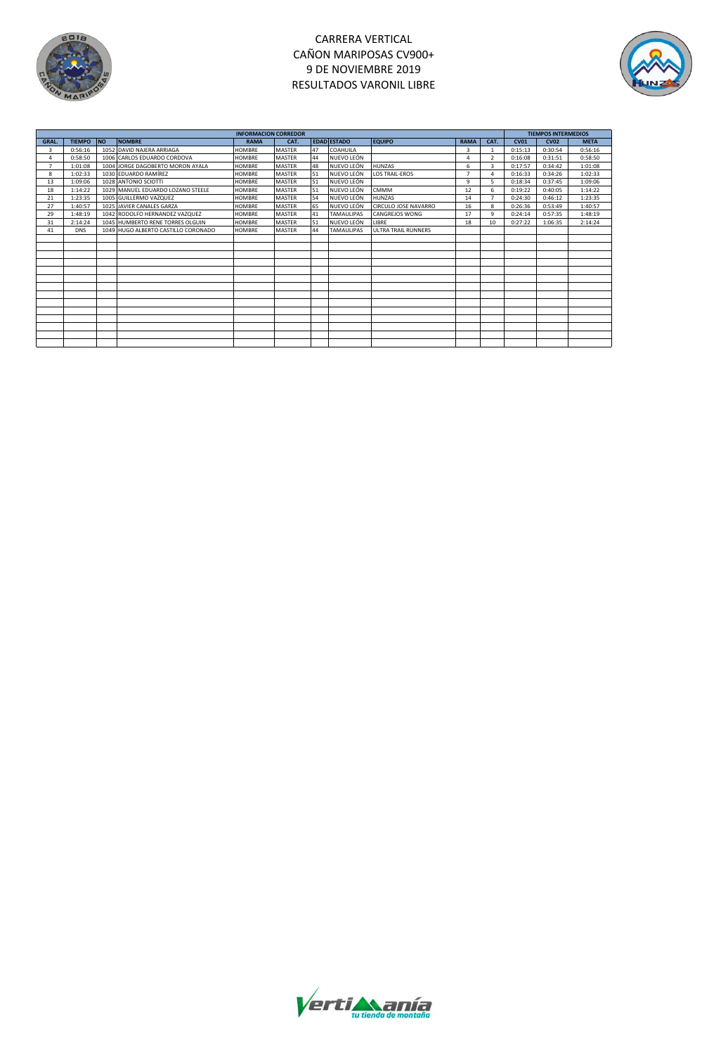# CARRERA VERTICAL
# CAÑON MARIPOSAS CV900+
# 9 DE NOVIEMBRE 2019
# RESULTADOS VARONIL LIBRE

| INFORMACION CORREDOR | | | | | | | | | | | | TIEMPOS INTERMEDIOS | | |
|---|---|---|---|---|---|---|---|---|---|---|---|---|---|---|
| GRAL. | TIEMPO | NO | NOMBRE | RAMA | CAT. | EDAD | ESTADO | EQUIPO | RAMA | CAT. | CV01 | CV02 | META |
| 3 | 0:56:16 | 1052 | DAVID NAJERA ARRIAGA | HOMBRE | MASTER | 47 | COAHUILA | | 3 | 1 | 0:15:13 | 0:30:54 | 0:56:16 |
| 4 | 0:58:50 | 1006 | CARLOS EDUARDO CORDOVA | HOMBRE | MASTER | 44 | NUEVO LEÓN | | 4 | 2 | 0:16:08 | 0:31:51 | 0:58:50 |
| 7 | 1:01:08 | 1004 | JORGE DAGOBERTO MORON AYALA | HOMBRE | MASTER | 48 | NUEVO LEÓN | HUNZAS | 6 | 3 | 0:17:57 | 0:34:42 | 1:01:08 |
| 8 | 1:02:33 | 1030 | EDUARDO RAMÍREZ | HOMBRE | MASTER | 51 | NUEVO LEÓN | LOS TRAIL-EROS | 7 | 4 | 0:16:33 | 0:34:26 | 1:02:33 |
| 13 | 1:09:06 | 1028 | ANTONIO SCIOTTI | HOMBRE | MASTER | 51 | NUEVO LEÓN | | 9 | 5 | 0:18:34 | 0:37:45 | 1:09:06 |
| 18 | 1:14:22 | 1029 | MANUEL EDUARDO LOZANO STEELE | HOMBRE | MASTER | 51 | NUEVO LEÓN | CMMM | 12 | 6 | 0:19:22 | 0:40:05 | 1:14:22 |
| 21 | 1:23:35 | 1005 | GUILLERMO VAZQUEZ | HOMBRE | MASTER | 54 | NUEVO LEÓN | HUNZAS | 14 | 7 | 0:24:30 | 0:46:12 | 1:23:35 |
| 27 | 1:40:57 | 1025 | JAVIER CANALES GARZA | HOMBRE | MASTER | 65 | NUEVO LEÓN | CIRCULO JOSE NAVARRO | 16 | 8 | 0:26:36 | 0:53:49 | 1:40:57 |
| 29 | 1:48:19 | 1042 | RODOLFO HERNANDEZ VAZQUEZ | HOMBRE | MASTER | 41 | TAMAULIPAS | CANGREJOS WONG | 17 | 9 | 0:24:14 | 0:57:35 | 1:48:19 |
| 31 | 2:14:24 | 1045 | HUMBERTO RENE TORRES OLGUIN | HOMBRE | MASTER | 51 | NUEVO LEÓN | LIBRE | 18 | 10 | 0:27:22 | 1:06:35 | 2:14:24 |
| 41 | DNS | 1049 | HUGO ALBERTO CASTILLO CORONADO | HOMBRE | MASTER | 44 | TAMAULIPAS | ULTRA TRAIL RUNNERS | | | | | |